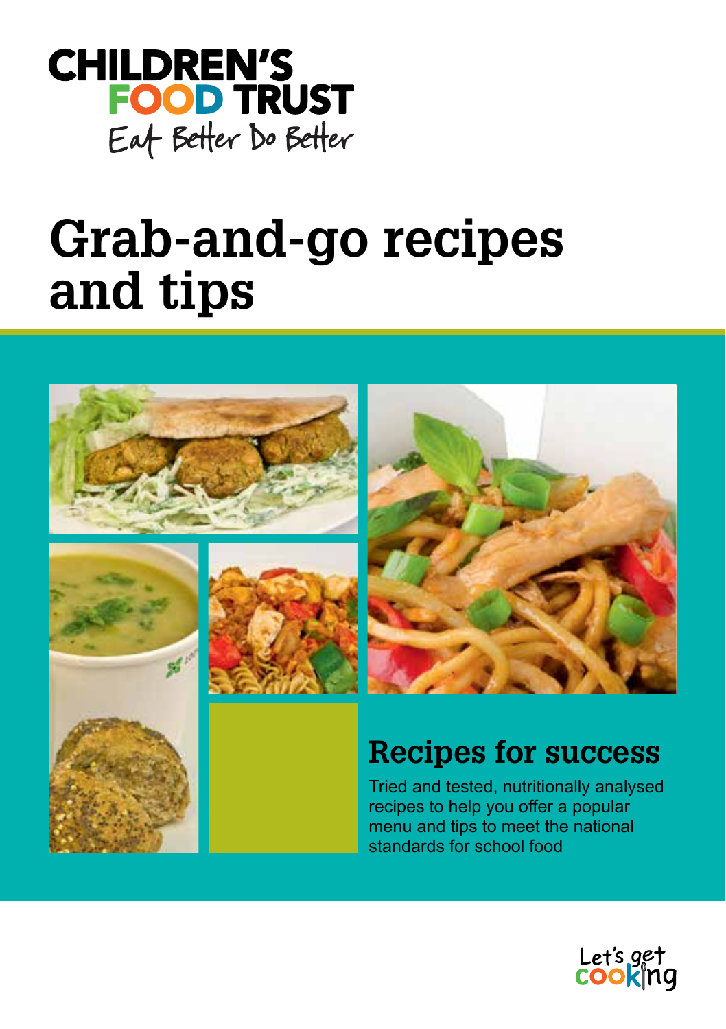CHILDREN'S FOOD TRUST

Eat Better Do Better

# Grab-and-go recipes and tips

## Recipes for success

Tried and tested, nutritionally analysed recipes to help you offer a popular menu and tips to meet the national standards for school food

Let's get cooking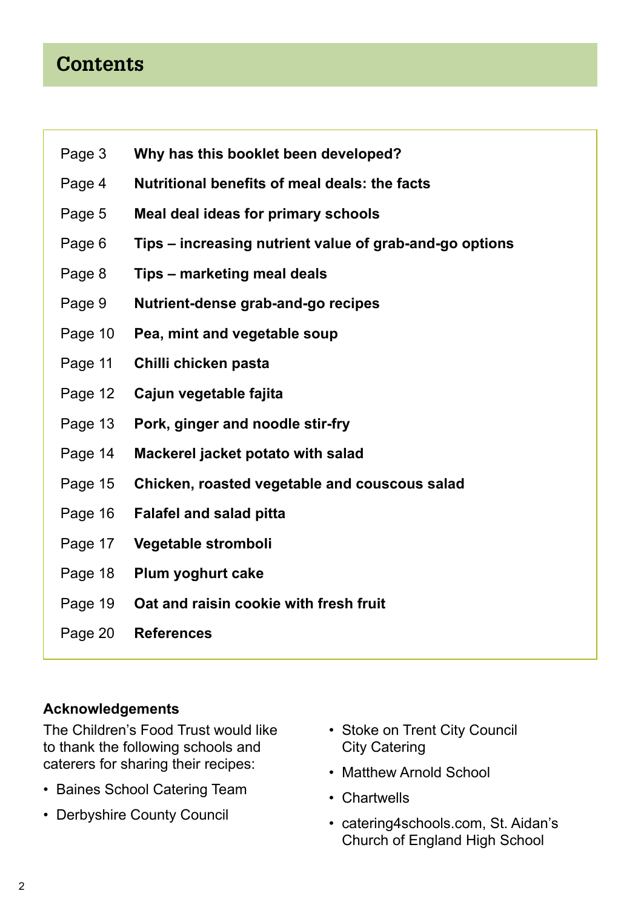# Contents

| | |
|---|---|
| Page 3 | **Why has this booklet been developed?** |
| Page 4 | **Nutritional benefits of meal deals: the facts** |
| Page 5 | **Meal deal ideas for primary schools** |
| Page 6 | **Tips – increasing nutrient value of grab-and-go options** |
| Page 8 | **Tips – marketing meal deals** |
| Page 9 | **Nutrient-dense grab-and-go recipes** |
| Page 10 | **Pea, mint and vegetable soup** |
| Page 11 | **Chilli chicken pasta** |
| Page 12 | **Cajun vegetable fajita** |
| Page 13 | **Pork, ginger and noodle stir-fry** |
| Page 14 | **Mackerel jacket potato with salad** |
| Page 15 | **Chicken, roasted vegetable and couscous salad** |
| Page 16 | **Falafel and salad pitta** |
| Page 17 | **Vegetable stromboli** |
| Page 18 | **Plum yoghurt cake** |
| Page 19 | **Oat and raisin cookie with fresh fruit** |
| Page 20 | **References** |

**Acknowledgements**

The Children's Food Trust would like to thank the following schools and caterers for sharing their recipes:

- Baines School Catering Team
- Derbyshire County Council
- Stoke on Trent City Council City Catering
- Matthew Arnold School
- Chartwells
- catering4schools.com, St. Aidan's Church of England High School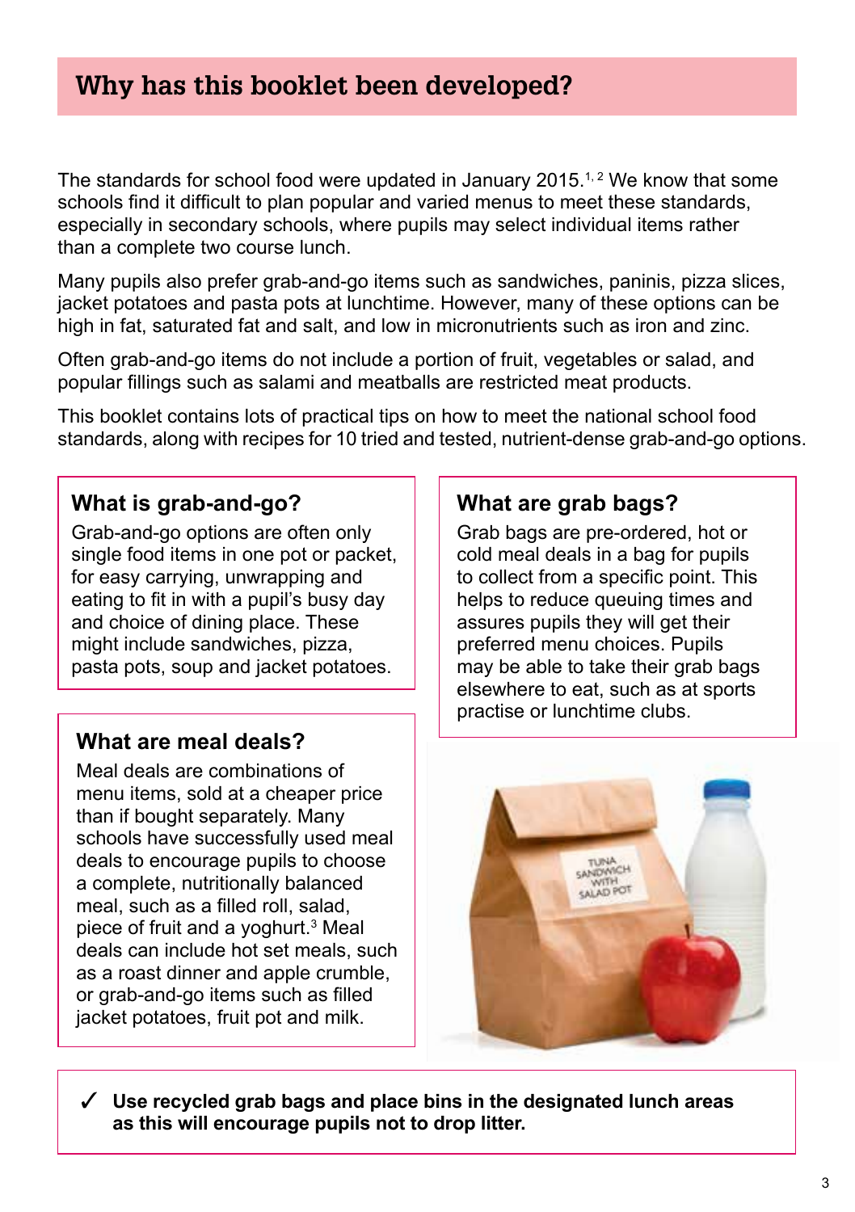## Why has this booklet been developed?

The standards for school food were updated in January 2015.[1, 2] We know that some schools find it difficult to plan popular and varied menus to meet these standards, especially in secondary schools, where pupils may select individual items rather than a complete two course lunch.

Many pupils also prefer grab-and-go items such as sandwiches, paninis, pizza slices, jacket potatoes and pasta pots at lunchtime. However, many of these options can be high in fat, saturated fat and salt, and low in micronutrients such as iron and zinc.

Often grab-and-go items do not include a portion of fruit, vegetables or salad, and popular fillings such as salami and meatballs are restricted meat products.

This booklet contains lots of practical tips on how to meet the national school food standards, along with recipes for 10 tried and tested, nutrient-dense grab-and-go options.

### What is grab-and-go?

Grab-and-go options are often only single food items in one pot or packet, for easy carrying, unwrapping and eating to fit in with a pupil's busy day and choice of dining place. These might include sandwiches, pizza, pasta pots, soup and jacket potatoes.

### What are meal deals?

Meal deals are combinations of menu items, sold at a cheaper price than if bought separately. Many schools have successfully used meal deals to encourage pupils to choose a complete, nutritionally balanced meal, such as a filled roll, salad, piece of fruit and a yoghurt.[3] Meal deals can include hot set meals, such as a roast dinner and apple crumble, or grab-and-go items such as filled jacket potatoes, fruit pot and milk.

### What are grab bags?

Grab bags are pre-ordered, hot or cold meal deals in a bag for pupils to collect from a specific point. This helps to reduce queuing times and assures pupils they will get their preferred menu choices. Pupils may be able to take their grab bags elsewhere to eat, such as at sports practise or lunchtime clubs.

✓ **Use recycled grab bags and place bins in the designated lunch areas as this will encourage pupils not to drop litter.**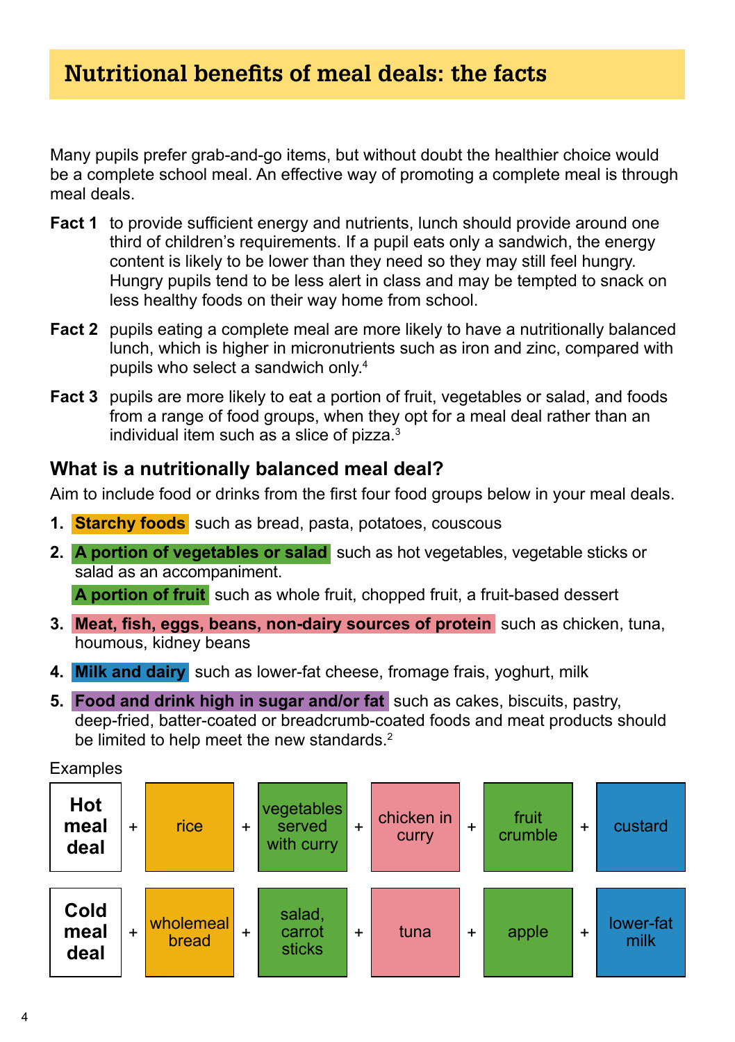# Nutritional benefits of meal deals: the facts

Many pupils prefer grab-and-go items, but without doubt the healthier choice would be a complete school meal. An effective way of promoting a complete meal is through meal deals.

**Fact 1** to provide sufficient energy and nutrients, lunch should provide around one third of children's requirements. If a pupil eats only a sandwich, the energy content is likely to be lower than they need so they may still feel hungry. Hungry pupils tend to be less alert in class and may be tempted to snack on less healthy foods on their way home from school.

**Fact 2** pupils eating a complete meal are more likely to have a nutritionally balanced lunch, which is higher in micronutrients such as iron and zinc, compared with pupils who select a sandwich only.[4]

**Fact 3** pupils are more likely to eat a portion of fruit, vegetables or salad, and foods from a range of food groups, when they opt for a meal deal rather than an individual item such as a slice of pizza.[3]

## What is a nutritionally balanced meal deal?

Aim to include food or drinks from the first four food groups below in your meal deals.

1. **Starchy foods** such as bread, pasta, potatoes, couscous
2. **A portion of vegetables or salad** such as hot vegetables, vegetable sticks or salad as an accompaniment.

   **A portion of fruit** such as whole fruit, chopped fruit, a fruit-based dessert
3. **Meat, fish, eggs, beans, non-dairy sources of protein** such as chicken, tuna, houmous, kidney beans
4. **Milk and dairy** such as lower-fat cheese, fromage frais, yoghurt, milk
5. **Food and drink high in sugar and/or fat** such as cakes, biscuits, pastry, deep-fried, batter-coated or breadcrumb-coated foods and meat products should be limited to help meet the new standards.[2]

Examples

| | | | | | | | | | | | |
|---|---|---|---|---|---|---|---|---|---|---|---|
| **Hot meal deal** | + | rice | + | vegetables served with curry | + | chicken in curry | + | fruit crumble | + | custard |
| **Cold meal deal** | + | wholemeal bread | + | salad, carrot sticks | + | tuna | + | apple | + | lower-fat milk |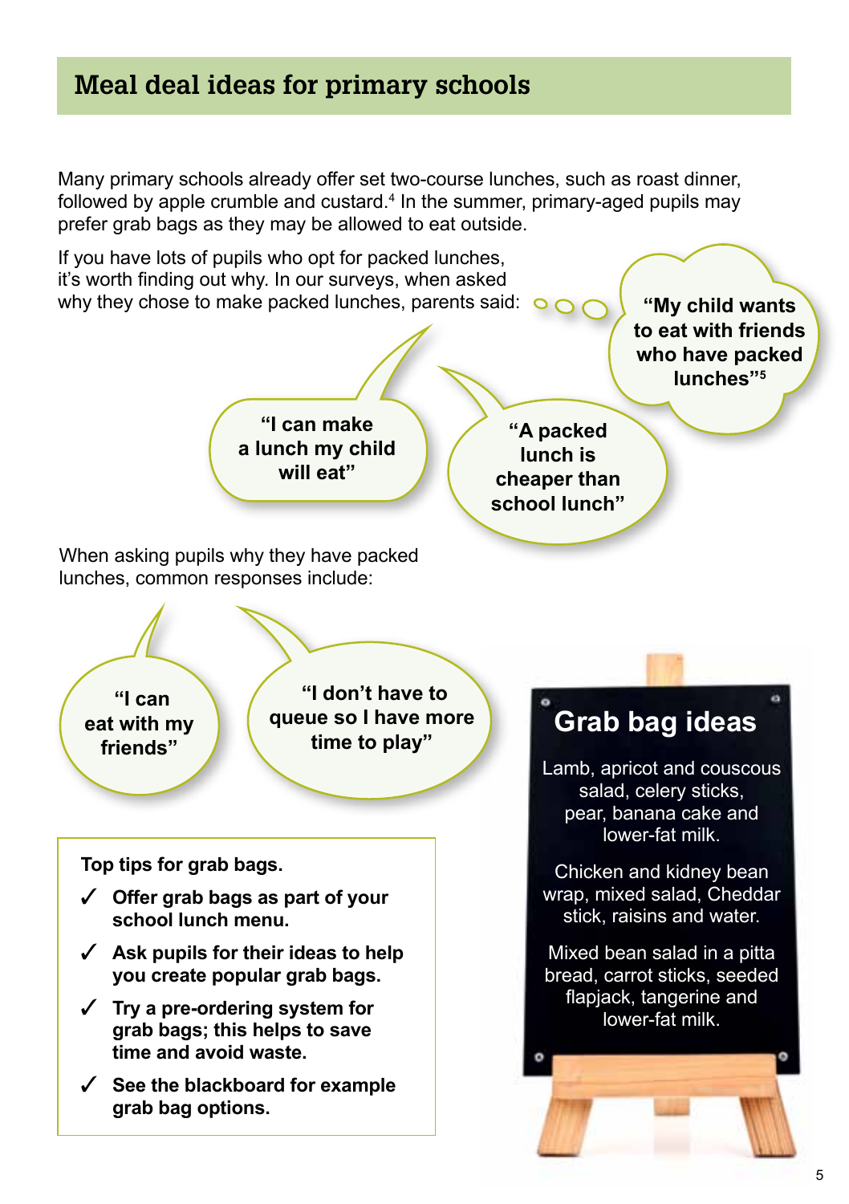## Meal deal ideas for primary schools

Many primary schools already offer set two-course lunches, such as roast dinner, followed by apple crumble and custard.[4] In the summer, primary-aged pupils may prefer grab bags as they may be allowed to eat outside.

If you have lots of pupils who opt for packed lunches, it's worth finding out why. In our surveys, when asked why they chose to make packed lunches, parents said:

**"My child wants to eat with friends who have packed lunches"**[5]

**"I can make a lunch my child will eat"**

**"A packed lunch is cheaper than school lunch"**

When asking pupils why they have packed lunches, common responses include:

**"I can eat with my friends"**

**"I don't have to queue so I have more time to play"**

**Top tips for grab bags.**

- ✓ **Offer grab bags as part of your school lunch menu.**
- ✓ **Ask pupils for their ideas to help you create popular grab bags.**
- ✓ **Try a pre-ordering system for grab bags; this helps to save time and avoid waste.**
- ✓ **See the blackboard for example grab bag options.**

### Grab bag ideas

Lamb, apricot and couscous salad, celery sticks, pear, banana cake and lower-fat milk.

Chicken and kidney bean wrap, mixed salad, Cheddar stick, raisins and water.

Mixed bean salad in a pitta bread, carrot sticks, seeded flapjack, tangerine and lower-fat milk.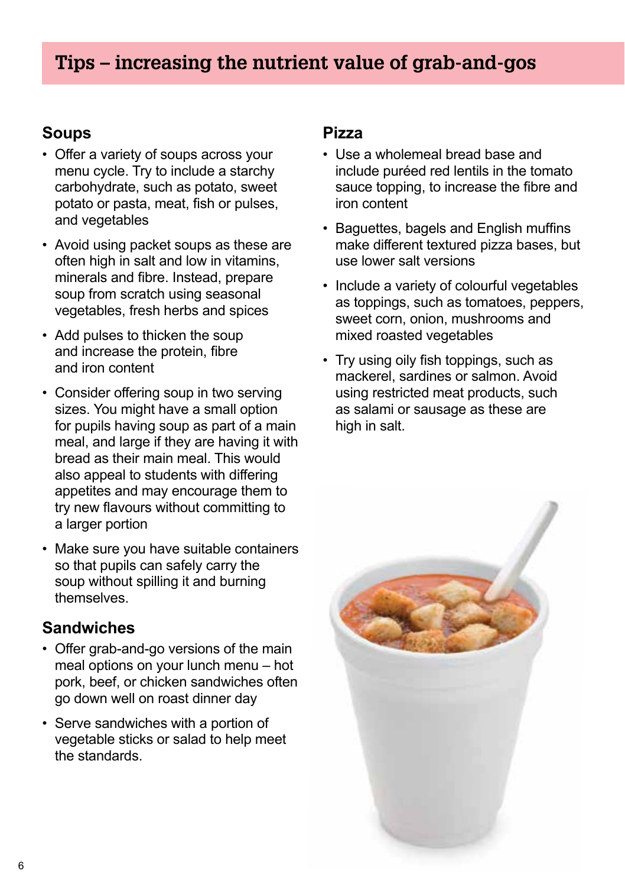# Tips – increasing the nutrient value of grab-and-gos

## Soups

- Offer a variety of soups across your menu cycle. Try to include a starchy carbohydrate, such as potato, sweet potato or pasta, meat, fish or pulses, and vegetables
- Avoid using packet soups as these are often high in salt and low in vitamins, minerals and fibre. Instead, prepare soup from scratch using seasonal vegetables, fresh herbs and spices
- Add pulses to thicken the soup and increase the protein, fibre and iron content
- Consider offering soup in two serving sizes. You might have a small option for pupils having soup as part of a main meal, and large if they are having it with bread as their main meal. This would also appeal to students with differing appetites and may encourage them to try new flavours without committing to a larger portion
- Make sure you have suitable containers so that pupils can safely carry the soup without spilling it and burning themselves.

## Sandwiches

- Offer grab-and-go versions of the main meal options on your lunch menu – hot pork, beef, or chicken sandwiches often go down well on roast dinner day
- Serve sandwiches with a portion of vegetable sticks or salad to help meet the standards.

## Pizza

- Use a wholemeal bread base and include puréed red lentils in the tomato sauce topping, to increase the fibre and iron content
- Baguettes, bagels and English muffins make different textured pizza bases, but use lower salt versions
- Include a variety of colourful vegetables as toppings, such as tomatoes, peppers, sweet corn, onion, mushrooms and mixed roasted vegetables
- Try using oily fish toppings, such as mackerel, sardines or salmon. Avoid using restricted meat products, such as salami or sausage as these are high in salt.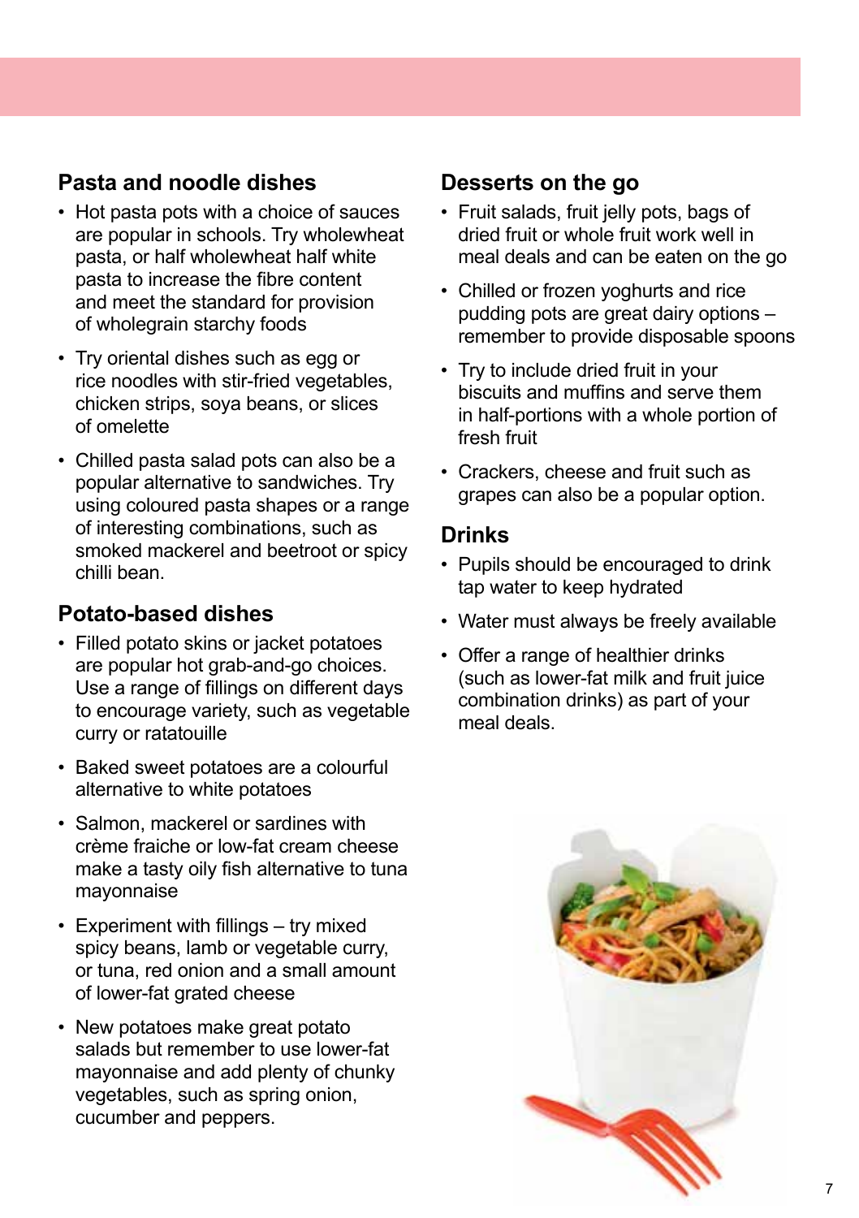## Pasta and noodle dishes

- Hot pasta pots with a choice of sauces are popular in schools. Try wholewheat pasta, or half wholewheat half white pasta to increase the fibre content and meet the standard for provision of wholegrain starchy foods
- Try oriental dishes such as egg or rice noodles with stir-fried vegetables, chicken strips, soya beans, or slices of omelette
- Chilled pasta salad pots can also be a popular alternative to sandwiches. Try using coloured pasta shapes or a range of interesting combinations, such as smoked mackerel and beetroot or spicy chilli bean.

## Potato-based dishes

- Filled potato skins or jacket potatoes are popular hot grab-and-go choices. Use a range of fillings on different days to encourage variety, such as vegetable curry or ratatouille
- Baked sweet potatoes are a colourful alternative to white potatoes
- Salmon, mackerel or sardines with crème fraiche or low-fat cream cheese make a tasty oily fish alternative to tuna mayonnaise
- Experiment with fillings – try mixed spicy beans, lamb or vegetable curry, or tuna, red onion and a small amount of lower-fat grated cheese
- New potatoes make great potato salads but remember to use lower-fat mayonnaise and add plenty of chunky vegetables, such as spring onion, cucumber and peppers.

## Desserts on the go

- Fruit salads, fruit jelly pots, bags of dried fruit or whole fruit work well in meal deals and can be eaten on the go
- Chilled or frozen yoghurts and rice pudding pots are great dairy options – remember to provide disposable spoons
- Try to include dried fruit in your biscuits and muffins and serve them in half-portions with a whole portion of fresh fruit
- Crackers, cheese and fruit such as grapes can also be a popular option.

## Drinks

- Pupils should be encouraged to drink tap water to keep hydrated
- Water must always be freely available
- Offer a range of healthier drinks (such as lower-fat milk and fruit juice combination drinks) as part of your meal deals.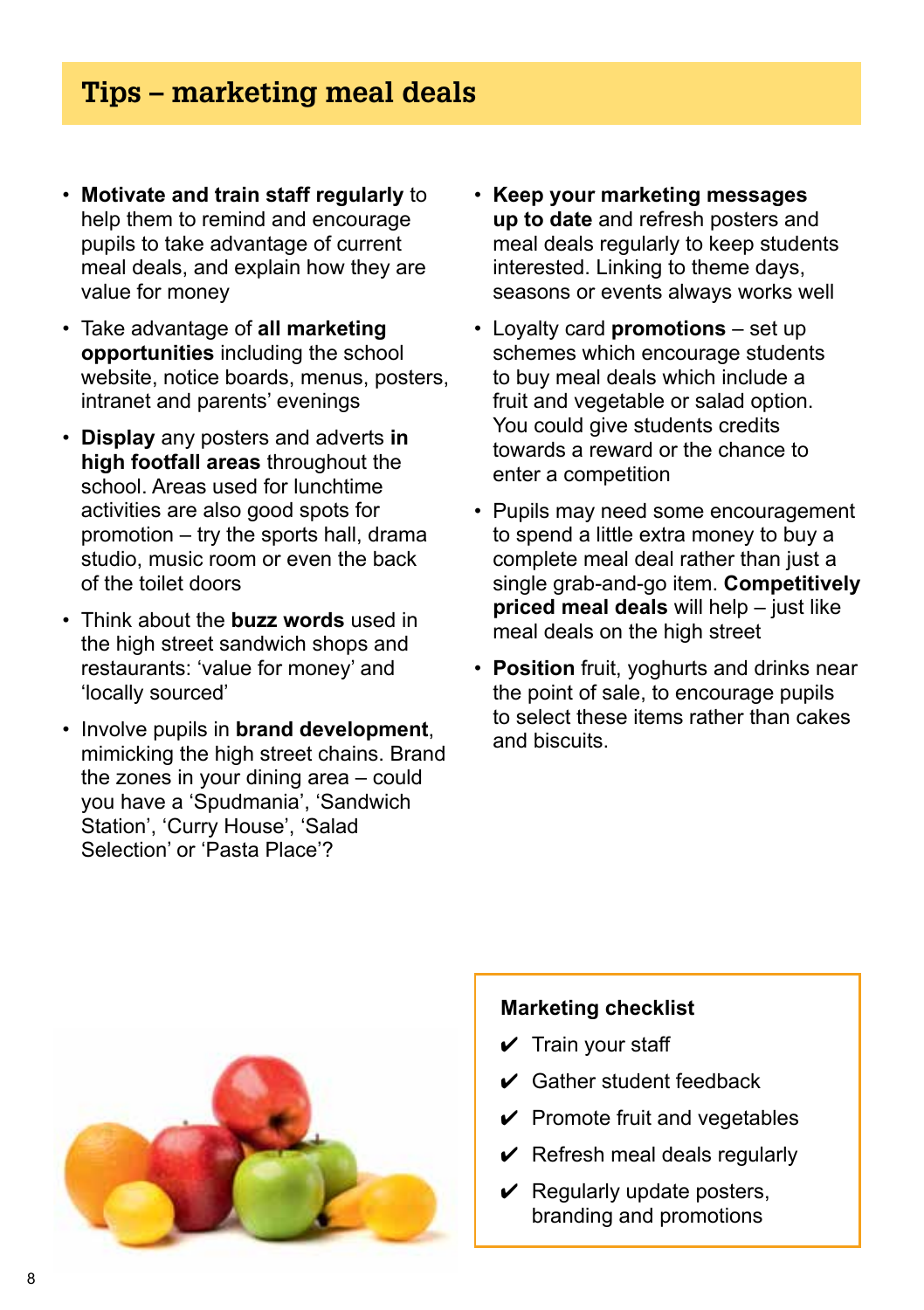# Tips – marketing meal deals

- **Motivate and train staff regularly** to help them to remind and encourage pupils to take advantage of current meal deals, and explain how they are value for money
- Take advantage of **all marketing opportunities** including the school website, notice boards, menus, posters, intranet and parents' evenings
- **Display** any posters and adverts **in high footfall areas** throughout the school. Areas used for lunchtime activities are also good spots for promotion – try the sports hall, drama studio, music room or even the back of the toilet doors
- Think about the **buzz words** used in the high street sandwich shops and restaurants: 'value for money' and 'locally sourced'
- Involve pupils in **brand development**, mimicking the high street chains. Brand the zones in your dining area – could you have a 'Spudmania', 'Sandwich Station', 'Curry House', 'Salad Selection' or 'Pasta Place'?
- **Keep your marketing messages up to date** and refresh posters and meal deals regularly to keep students interested. Linking to theme days, seasons or events always works well
- Loyalty card **promotions** – set up schemes which encourage students to buy meal deals which include a fruit and vegetable or salad option. You could give students credits towards a reward or the chance to enter a competition
- Pupils may need some encouragement to spend a little extra money to buy a complete meal deal rather than just a single grab-and-go item. **Competitively priced meal deals** will help – just like meal deals on the high street
- **Position** fruit, yoghurts and drinks near the point of sale, to encourage pupils to select these items rather than cakes and biscuits.

**Marketing checklist**

- ✔ Train your staff
- ✔ Gather student feedback
- ✔ Promote fruit and vegetables
- ✔ Refresh meal deals regularly
- ✔ Regularly update posters, branding and promotions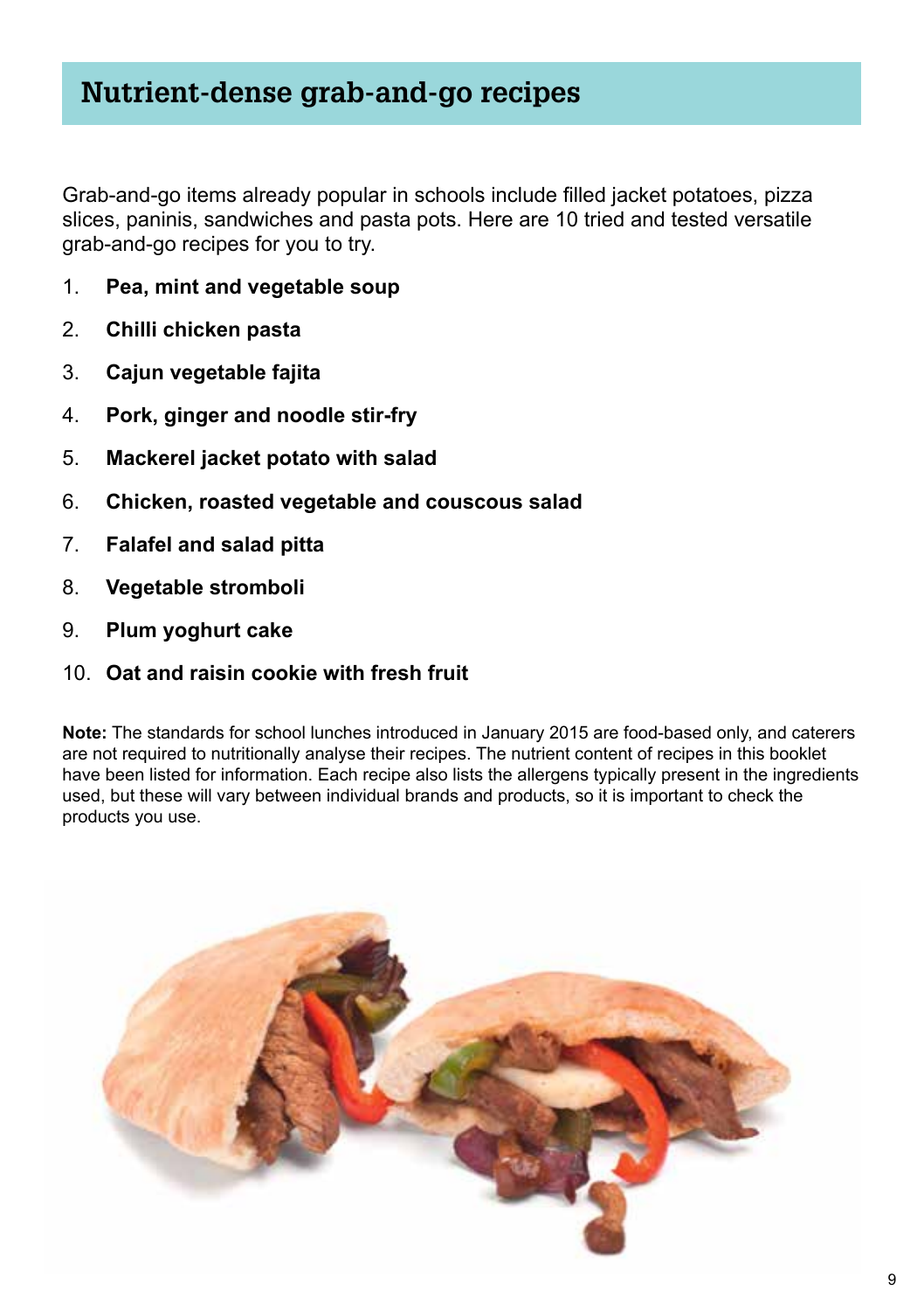# Nutrient-dense grab-and-go recipes

Grab-and-go items already popular in schools include filled jacket potatoes, pizza slices, paninis, sandwiches and pasta pots. Here are 10 tried and tested versatile grab-and-go recipes for you to try.

1. **Pea, mint and vegetable soup**
2. **Chilli chicken pasta**
3. **Cajun vegetable fajita**
4. **Pork, ginger and noodle stir-fry**
5. **Mackerel jacket potato with salad**
6. **Chicken, roasted vegetable and couscous salad**
7. **Falafel and salad pitta**
8. **Vegetable stromboli**
9. **Plum yoghurt cake**
10. **Oat and raisin cookie with fresh fruit**

**Note:** The standards for school lunches introduced in January 2015 are food-based only, and caterers are not required to nutritionally analyse their recipes. The nutrient content of recipes in this booklet have been listed for information. Each recipe also lists the allergens typically present in the ingredients used, but these will vary between individual brands and products, so it is important to check the products you use.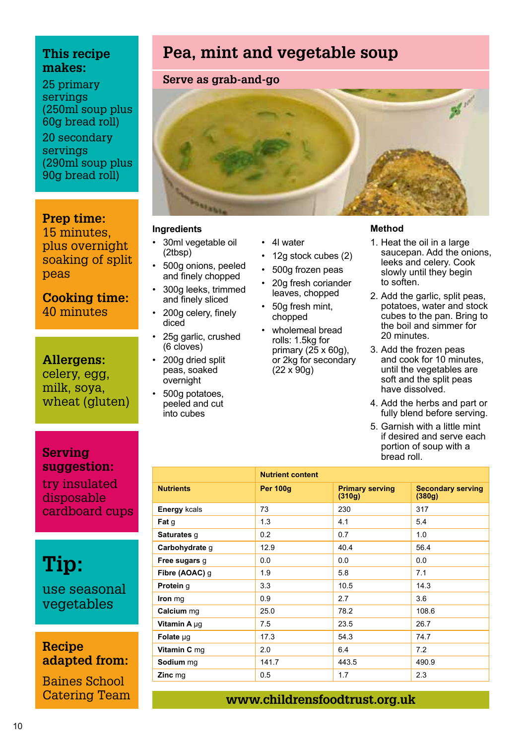# Pea, mint and vegetable soup

## Serve as grab-and-go

### Ingredients

- 30ml vegetable oil (2tbsp)
- 500g onions, peeled and finely chopped
- 300g leeks, trimmed and finely sliced
- 200g celery, finely diced
- 25g garlic, crushed (6 cloves)
- 200g dried split peas, soaked overnight
- 500g potatoes, peeled and cut into cubes
- 4l water
- 12g stock cubes (2)
- 500g frozen peas
- 20g fresh coriander leaves, chopped
- 50g fresh mint, chopped
- wholemeal bread rolls: 1.5kg for primary (25 x 60g), or 2kg for secondary (22 x 90g)

### Method

1. Heat the oil in a large saucepan. Add the onions, leeks and celery. Cook slowly until they begin to soften.
2. Add the garlic, split peas, potatoes, water and stock cubes to the pan. Bring to the boil and simmer for 20 minutes.
3. Add the frozen peas and cook for 10 minutes, until the vegetables are soft and the split peas have dissolved.
4. Add the herbs and part or fully blend before serving.
5. Garnish with a little mint if desired and serve each portion of soup with a bread roll.

| | Nutrient content | | |
|---|---|---|---|
| **Nutrients** | **Per 100g** | **Primary serving (310g)** | **Secondary serving (380g)** |
| **Energy** kcals | 73 | 230 | 317 |
| **Fat** g | 1.3 | 4.1 | 5.4 |
| **Saturates** g | 0.2 | 0.7 | 1.0 |
| **Carbohydrate** g | 12.9 | 40.4 | 56.4 |
| **Free sugars** g | 0.0 | 0.0 | 0.0 |
| **Fibre (AOAC)** g | 1.9 | 5.8 | 7.1 |
| **Protein** g | 3.3 | 10.5 | 14.3 |
| **Iron** mg | 0.9 | 2.7 | 3.6 |
| **Calcium** mg | 25.0 | 78.2 | 108.6 |
| **Vitamin A** µg | 7.5 | 23.5 | 26.7 |
| **Folate** µg | 17.3 | 54.3 | 74.7 |
| **Vitamin C** mg | 2.0 | 6.4 | 7.2 |
| **Sodium** mg | 141.7 | 443.5 | 490.9 |
| **Zinc** mg | 0.5 | 1.7 | 2.3 |

**www.childrensfoodtrust.org.uk**

**This recipe makes:**

25 primary servings (250ml soup plus 60g bread roll)

20 secondary servings (290ml soup plus 90g bread roll)

**Prep time:** 15 minutes, plus overnight soaking of split peas

**Cooking time:** 40 minutes

**Allergens:** celery, egg, milk, soya, wheat (gluten)

**Serving suggestion:** try insulated disposable cardboard cups

**Tip:** use seasonal vegetables

**Recipe adapted from:** Baines School Catering Team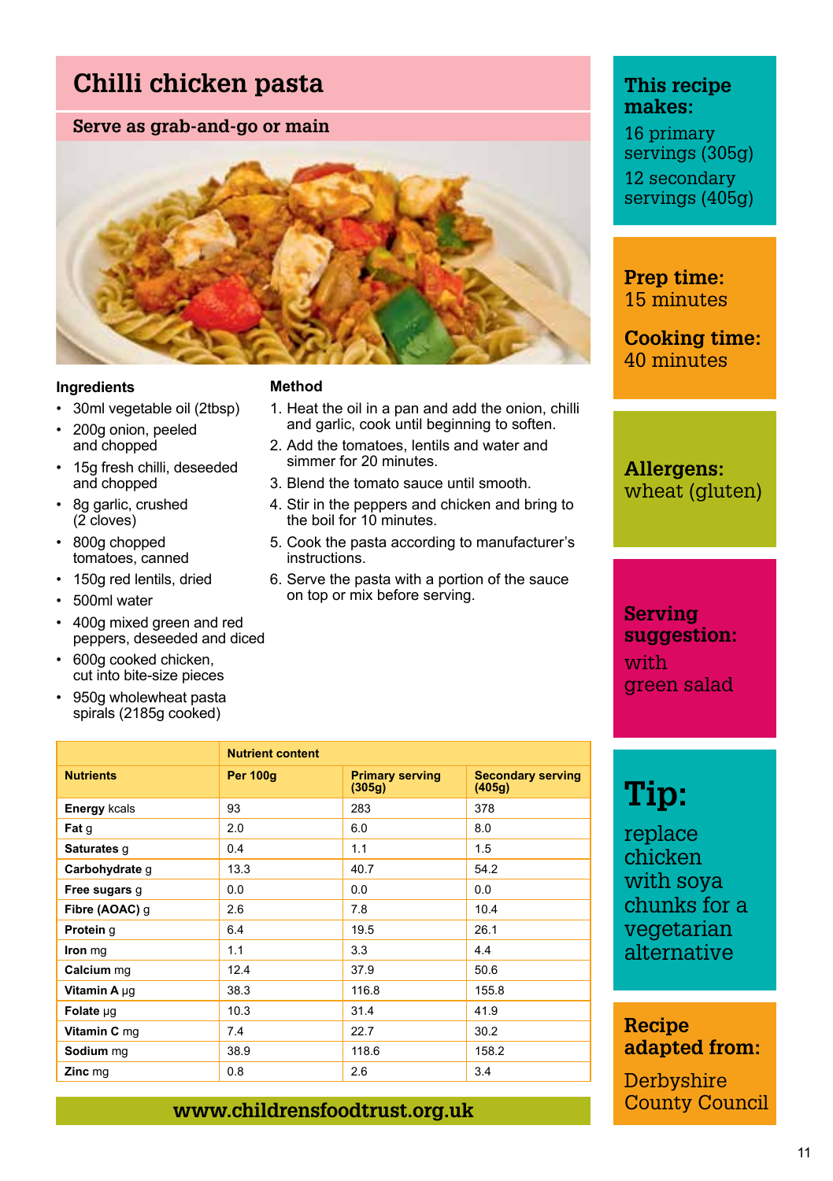# Chilli chicken pasta

## Serve as grab-and-go or main

### Ingredients

- 30ml vegetable oil (2tbsp)
- 200g onion, peeled and chopped
- 15g fresh chilli, deseeded and chopped
- 8g garlic, crushed (2 cloves)
- 800g chopped tomatoes, canned
- 150g red lentils, dried
- 500ml water
- 400g mixed green and red peppers, deseeded and diced
- 600g cooked chicken, cut into bite-size pieces
- 950g wholewheat pasta spirals (2185g cooked)

### Method

1. Heat the oil in a pan and add the onion, chilli and garlic, cook until beginning to soften.
2. Add the tomatoes, lentils and water and simmer for 20 minutes.
3. Blend the tomato sauce until smooth.
4. Stir in the peppers and chicken and bring to the boil for 10 minutes.
5. Cook the pasta according to manufacturer's instructions.
6. Serve the pasta with a portion of the sauce on top or mix before serving.

| Nutrients | Nutrient content | | |
|---|---|---|---|
| | Per 100g | Primary serving (305g) | Secondary serving (405g) |
| **Energy** kcals | 93 | 283 | 378 |
| **Fat** g | 2.0 | 6.0 | 8.0 |
| **Saturates** g | 0.4 | 1.1 | 1.5 |
| **Carbohydrate** g | 13.3 | 40.7 | 54.2 |
| **Free sugars** g | 0.0 | 0.0 | 0.0 |
| **Fibre (AOAC)** g | 2.6 | 7.8 | 10.4 |
| **Protein** g | 6.4 | 19.5 | 26.1 |
| **Iron** mg | 1.1 | 3.3 | 4.4 |
| **Calcium** mg | 12.4 | 37.9 | 50.6 |
| **Vitamin A** µg | 38.3 | 116.8 | 155.8 |
| **Folate** µg | 10.3 | 31.4 | 41.9 |
| **Vitamin C** mg | 7.4 | 22.7 | 30.2 |
| **Sodium** mg | 38.9 | 118.6 | 158.2 |
| **Zinc** mg | 0.8 | 2.6 | 3.4 |

**www.childrensfoodtrust.org.uk**

**This recipe makes:**
16 primary servings (305g)
12 secondary servings (405g)

**Prep time:** 15 minutes

**Cooking time:** 40 minutes

**Allergens:** wheat (gluten)

**Serving suggestion:** with green salad

## Tip:

replace chicken with soya chunks for a vegetarian alternative

**Recipe adapted from:** Derbyshire County Council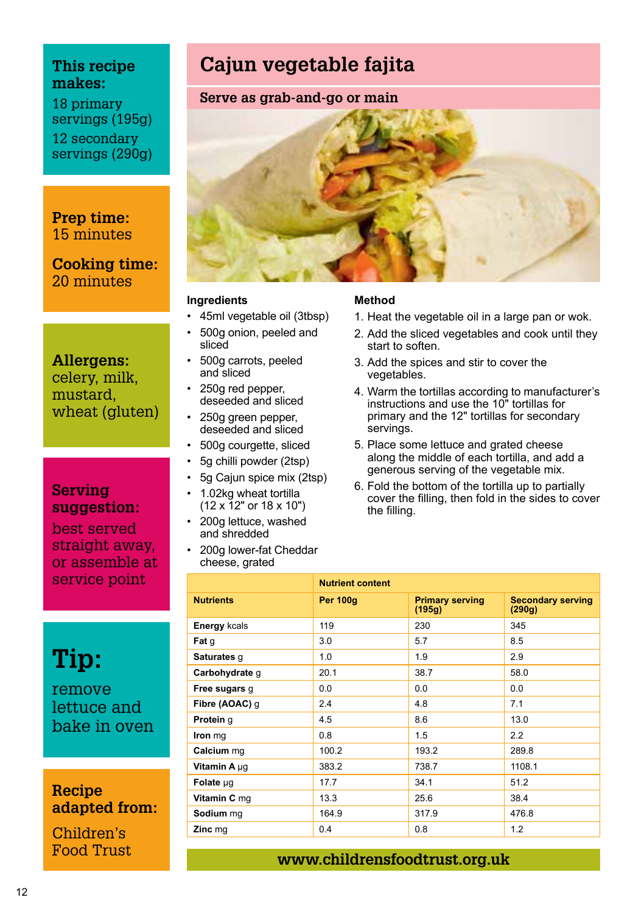# Cajun vegetable fajita

## Serve as grab-and-go or main

**This recipe makes:**
18 primary servings (195g)
12 secondary servings (290g)

**Prep time:** 15 minutes

**Cooking time:** 20 minutes

**Allergens:** celery, milk, mustard, wheat (gluten)

**Serving suggestion:** best served straight away, or assemble at service point

**Tip:** remove lettuce and bake in oven

**Recipe adapted from:** Children's Food Trust

### Ingredients

- 45ml vegetable oil (3tbsp)
- 500g onion, peeled and sliced
- 500g carrots, peeled and sliced
- 250g red pepper, deseeded and sliced
- 250g green pepper, deseeded and sliced
- 500g courgette, sliced
- 5g chilli powder (2tsp)
- 5g Cajun spice mix (2tsp)
- 1.02kg wheat tortilla (12 x 12" or 18 x 10")
- 200g lettuce, washed and shredded
- 200g lower-fat Cheddar cheese, grated

### Method

1. Heat the vegetable oil in a large pan or wok.
2. Add the sliced vegetables and cook until they start to soften.
3. Add the spices and stir to cover the vegetables.
4. Warm the tortillas according to manufacturer's instructions and use the 10" tortillas for primary and the 12" tortillas for secondary servings.
5. Place some lettuce and grated cheese along the middle of each tortilla, and add a generous serving of the vegetable mix.
6. Fold the bottom of the tortilla up to partially cover the filling, then fold in the sides to cover the filling.

| | Nutrient content | | |
|---|---|---|---|
| **Nutrients** | **Per 100g** | **Primary serving (195g)** | **Secondary serving (290g)** |
| **Energy** kcals | 119 | 230 | 345 |
| **Fat** g | 3.0 | 5.7 | 8.5 |
| **Saturates** g | 1.0 | 1.9 | 2.9 |
| **Carbohydrate** g | 20.1 | 38.7 | 58.0 |
| **Free sugars** g | 0.0 | 0.0 | 0.0 |
| **Fibre (AOAC)** g | 2.4 | 4.8 | 7.1 |
| **Protein** g | 4.5 | 8.6 | 13.0 |
| **Iron** mg | 0.8 | 1.5 | 2.2 |
| **Calcium** mg | 100.2 | 193.2 | 289.8 |
| **Vitamin A** µg | 383.2 | 738.7 | 1108.1 |
| **Folate** µg | 17.7 | 34.1 | 51.2 |
| **Vitamin C** mg | 13.3 | 25.6 | 38.4 |
| **Sodium** mg | 164.9 | 317.9 | 476.8 |
| **Zinc** mg | 0.4 | 0.8 | 1.2 |

**www.childrensfoodtrust.org.uk**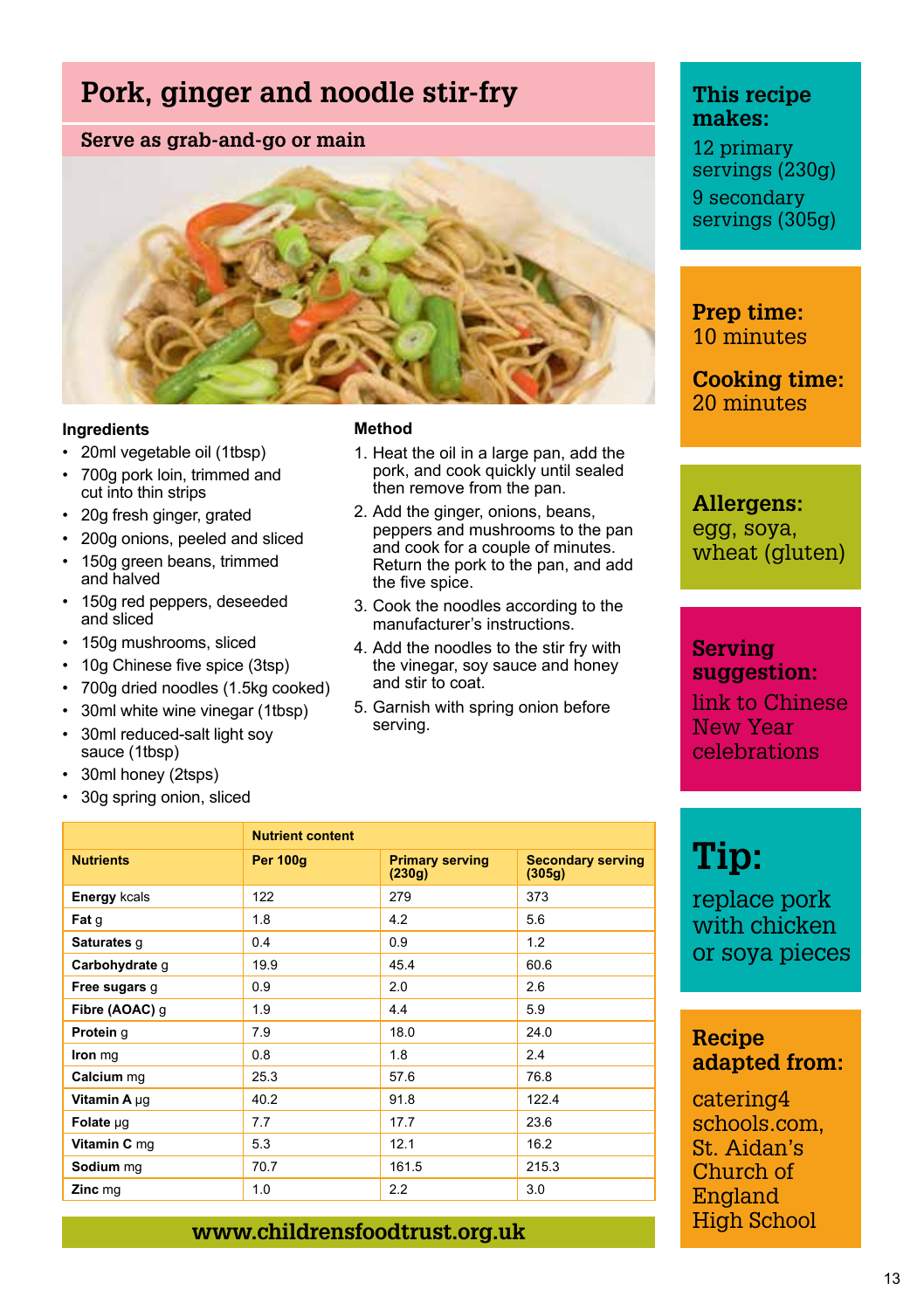# Pork, ginger and noodle stir-fry

## Serve as grab-and-go or main

### Ingredients

- 20ml vegetable oil (1tbsp)
- 700g pork loin, trimmed and cut into thin strips
- 20g fresh ginger, grated
- 200g onions, peeled and sliced
- 150g green beans, trimmed and halved
- 150g red peppers, deseeded and sliced
- 150g mushrooms, sliced
- 10g Chinese five spice (3tsp)
- 700g dried noodles (1.5kg cooked)
- 30ml white wine vinegar (1tbsp)
- 30ml reduced-salt light soy sauce (1tbsp)
- 30ml honey (2tsps)
- 30g spring onion, sliced

### Method

1. Heat the oil in a large pan, add the pork, and cook quickly until sealed then remove from the pan.
2. Add the ginger, onions, beans, peppers and mushrooms to the pan and cook for a couple of minutes. Return the pork to the pan, and add the five spice.
3. Cook the noodles according to the manufacturer's instructions.
4. Add the noodles to the stir fry with the vinegar, soy sauce and honey and stir to coat.
5. Garnish with spring onion before serving.

| | Nutrient content | | |
|---|---|---|---|
| **Nutrients** | **Per 100g** | **Primary serving (230g)** | **Secondary serving (305g)** |
| **Energy** kcals | 122 | 279 | 373 |
| **Fat** g | 1.8 | 4.2 | 5.6 |
| **Saturates** g | 0.4 | 0.9 | 1.2 |
| **Carbohydrate** g | 19.9 | 45.4 | 60.6 |
| **Free sugars** g | 0.9 | 2.0 | 2.6 |
| **Fibre (AOAC)** g | 1.9 | 4.4 | 5.9 |
| **Protein** g | 7.9 | 18.0 | 24.0 |
| **Iron** mg | 0.8 | 1.8 | 2.4 |
| **Calcium** mg | 25.3 | 57.6 | 76.8 |
| **Vitamin A** µg | 40.2 | 91.8 | 122.4 |
| **Folate** µg | 7.7 | 17.7 | 23.6 |
| **Vitamin C** mg | 5.3 | 12.1 | 16.2 |
| **Sodium** mg | 70.7 | 161.5 | 215.3 |
| **Zinc** mg | 1.0 | 2.2 | 3.0 |

www.childrensfoodtrust.org.uk

**This recipe makes:**
12 primary servings (230g)
9 secondary servings (305g)

**Prep time:** 10 minutes

**Cooking time:** 20 minutes

**Allergens:** egg, soya, wheat (gluten)

**Serving suggestion:** link to Chinese New Year celebrations

**Tip:** replace pork with chicken or soya pieces

**Recipe adapted from:** catering4schools.com, St. Aidan's Church of England High School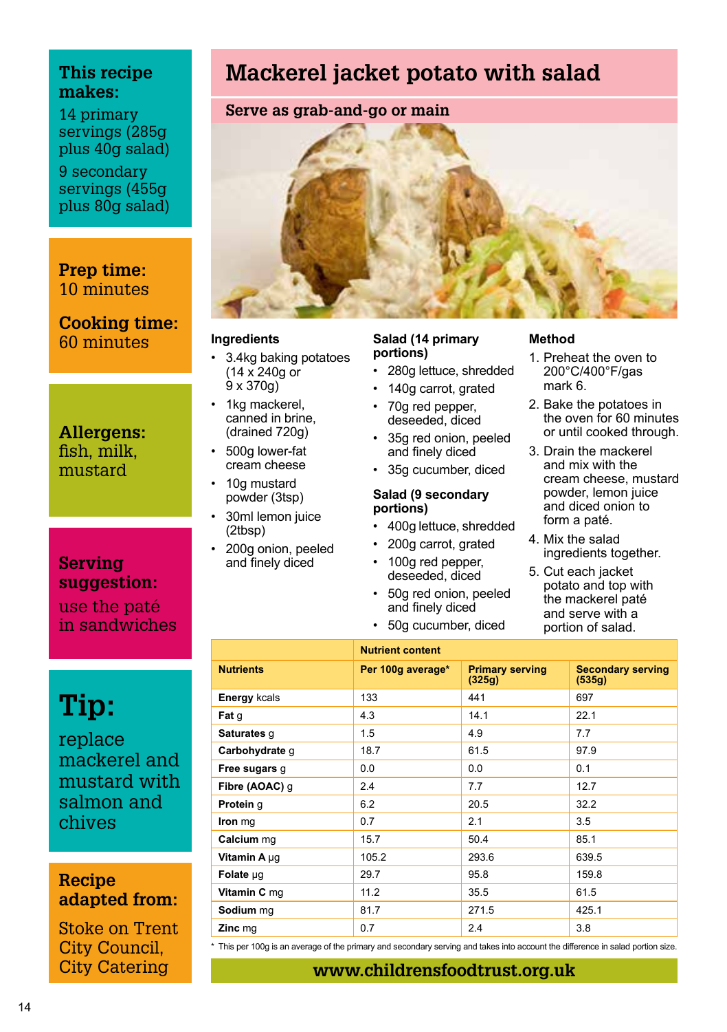# Mackerel jacket potato with salad

## Serve as grab-and-go or main

**This recipe makes:**

14 primary servings (285g plus 40g salad)

9 secondary servings (455g plus 80g salad)

**Prep time:** 10 minutes

**Cooking time:** 60 minutes

**Allergens:** fish, milk, mustard

**Serving suggestion:** use the paté in sandwiches

**Tip:** replace mackerel and mustard with salmon and chives

**Recipe adapted from:** Stoke on Trent City Council, City Catering

### Ingredients

- 3.4kg baking potatoes (14 x 240g or 9 x 370g)
- 1kg mackerel, canned in brine, (drained 720g)
- 500g lower-fat cream cheese
- 10g mustard powder (3tsp)
- 30ml lemon juice (2tbsp)
- 200g onion, peeled and finely diced

### Salad (14 primary portions)

- 280g lettuce, shredded
- 140g carrot, grated
- 70g red pepper, deseeded, diced
- 35g red onion, peeled and finely diced
- 35g cucumber, diced

### Salad (9 secondary portions)

- 400g lettuce, shredded
- 200g carrot, grated
- 100g red pepper, deseeded, diced
- 50g red onion, peeled and finely diced
- 50g cucumber, diced

### Method

1. Preheat the oven to 200°C/400°F/gas mark 6.
2. Bake the potatoes in the oven for 60 minutes or until cooked through.
3. Drain the mackerel and mix with the cream cheese, mustard powder, lemon juice and diced onion to form a paté.
4. Mix the salad ingredients together.
5. Cut each jacket potato and top with the mackerel paté and serve with a portion of salad.

| | Nutrient content | | |
|---|---|---|---|
| **Nutrients** | **Per 100g average*** | **Primary serving (325g)** | **Secondary serving (535g)** |
| **Energy** kcals | 133 | 441 | 697 |
| **Fat** g | 4.3 | 14.1 | 22.1 |
| **Saturates** g | 1.5 | 4.9 | 7.7 |
| **Carbohydrate** g | 18.7 | 61.5 | 97.9 |
| **Free sugars** g | 0.0 | 0.0 | 0.1 |
| **Fibre (AOAC)** g | 2.4 | 7.7 | 12.7 |
| **Protein** g | 6.2 | 20.5 | 32.2 |
| **Iron** mg | 0.7 | 2.1 | 3.5 |
| **Calcium** mg | 15.7 | 50.4 | 85.1 |
| **Vitamin A** µg | 105.2 | 293.6 | 639.5 |
| **Folate** µg | 29.7 | 95.8 | 159.8 |
| **Vitamin C** mg | 11.2 | 35.5 | 61.5 |
| **Sodium** mg | 81.7 | 271.5 | 425.1 |
| **Zinc** mg | 0.7 | 2.4 | 3.8 |

\* This per 100g is an average of the primary and secondary serving and takes into account the difference in salad portion size.

www.childrensfoodtrust.org.uk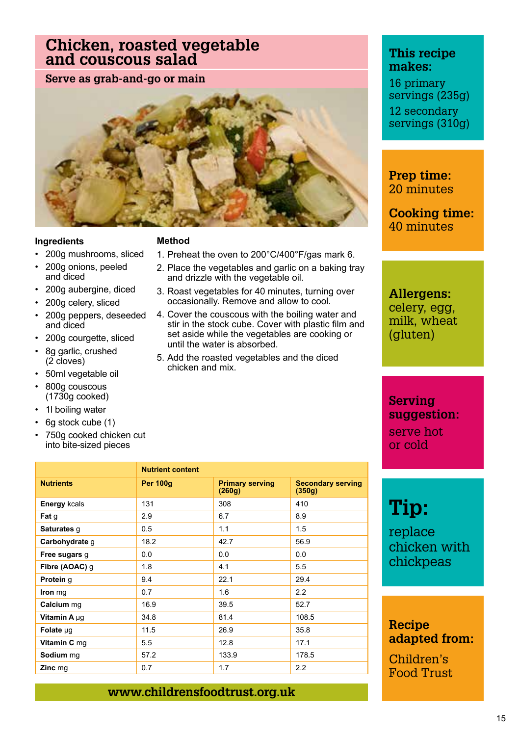# Chicken, roasted vegetable and couscous salad

## Serve as grab-and-go or main

### Ingredients

- 200g mushrooms, sliced
- 200g onions, peeled and diced
- 200g aubergine, diced
- 200g celery, sliced
- 200g peppers, deseeded and diced
- 200g courgette, sliced
- 8g garlic, crushed (2 cloves)
- 50ml vegetable oil
- 800g couscous (1730g cooked)
- 1l boiling water
- 6g stock cube (1)
- 750g cooked chicken cut into bite-sized pieces

### Method

1. Preheat the oven to 200°C/400°F/gas mark 6.
2. Place the vegetables and garlic on a baking tray and drizzle with the vegetable oil.
3. Roast vegetables for 40 minutes, turning over occasionally. Remove and allow to cool.
4. Cover the couscous with the boiling water and stir in the stock cube. Cover with plastic film and set aside while the vegetables are cooking or until the water is absorbed.
5. Add the roasted vegetables and the diced chicken and mix.

| | Nutrient content | | |
|---|---|---|---|
| **Nutrients** | **Per 100g** | **Primary serving (260g)** | **Secondary serving (350g)** |
| **Energy** kcals | 131 | 308 | 410 |
| **Fat** g | 2.9 | 6.7 | 8.9 |
| **Saturates** g | 0.5 | 1.1 | 1.5 |
| **Carbohydrate** g | 18.2 | 42.7 | 56.9 |
| **Free sugars** g | 0.0 | 0.0 | 0.0 |
| **Fibre (AOAC)** g | 1.8 | 4.1 | 5.5 |
| **Protein** g | 9.4 | 22.1 | 29.4 |
| **Iron** mg | 0.7 | 1.6 | 2.2 |
| **Calcium** mg | 16.9 | 39.5 | 52.7 |
| **Vitamin A** µg | 34.8 | 81.4 | 108.5 |
| **Folate** µg | 11.5 | 26.9 | 35.8 |
| **Vitamin C** mg | 5.5 | 12.8 | 17.1 |
| **Sodium** mg | 57.2 | 133.9 | 178.5 |
| **Zinc** mg | 0.7 | 1.7 | 2.2 |

www.childrensfoodtrust.org.uk

**This recipe makes:**
16 primary servings (235g)
12 secondary servings (310g)

**Prep time:** 20 minutes

**Cooking time:** 40 minutes

**Allergens:** celery, egg, milk, wheat (gluten)

**Serving suggestion:** serve hot or cold

**Tip:** replace chicken with chickpeas

**Recipe adapted from:** Children's Food Trust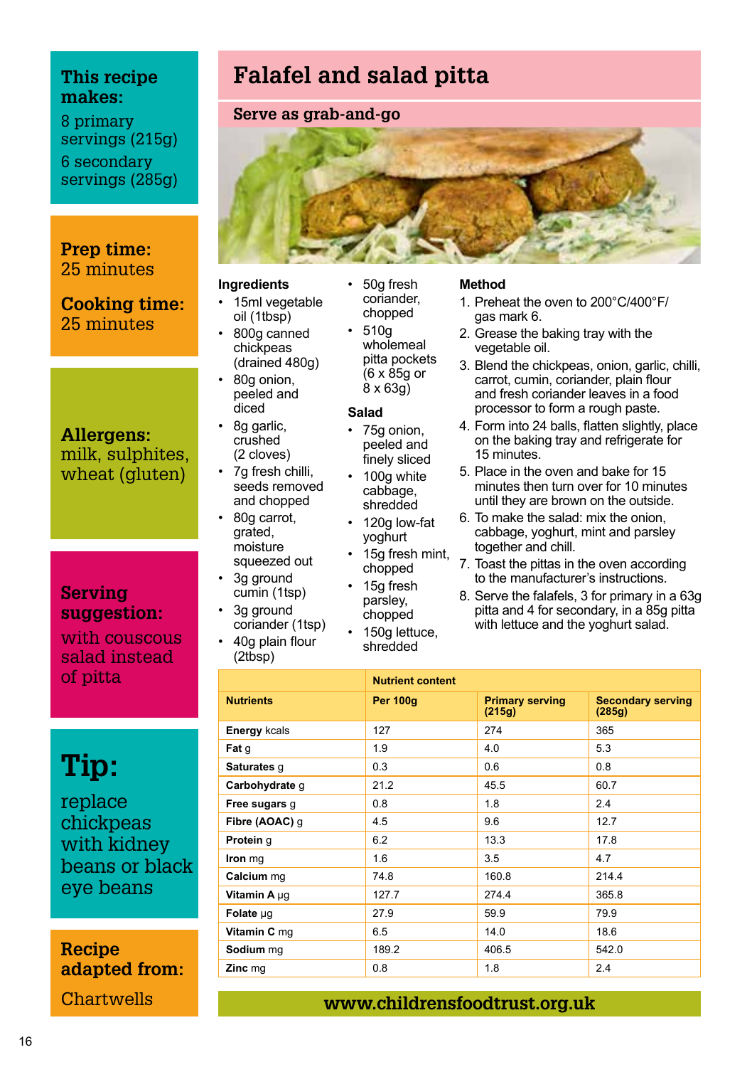# Falafel and salad pitta

## Serve as grab-and-go

**This recipe makes:**
8 primary servings (215g)
6 secondary servings (285g)

**Prep time:** 25 minutes

**Cooking time:** 25 minutes

**Allergens:** milk, sulphites, wheat (gluten)

**Serving suggestion:** with couscous salad instead of pitta

**Tip:** replace chickpeas with kidney beans or black eye beans

**Recipe adapted from:** Chartwells

### Ingredients

- 15ml vegetable oil (1tbsp)
- 800g canned chickpeas (drained 480g)
- 80g onion, peeled and diced
- 8g garlic, crushed (2 cloves)
- 7g fresh chilli, seeds removed and chopped
- 80g carrot, grated, moisture squeezed out
- 3g ground cumin (1tsp)
- 3g ground coriander (1tsp)
- 40g plain flour (2tbsp)
- 50g fresh coriander, chopped
- 510g wholemeal pitta pockets (6 x 85g or 8 x 63g)

### Salad

- 75g onion, peeled and finely sliced
- 100g white cabbage, shredded
- 120g low-fat yoghurt
- 15g fresh mint, chopped
- 15g fresh parsley, chopped
- 150g lettuce, shredded

### Method

1. Preheat the oven to 200°C/400°F/ gas mark 6.
2. Grease the baking tray with the vegetable oil.
3. Blend the chickpeas, onion, garlic, chilli, carrot, cumin, coriander, plain flour and fresh coriander leaves in a food processor to form a rough paste.
4. Form into 24 balls, flatten slightly, place on the baking tray and refrigerate for 15 minutes.
5. Place in the oven and bake for 15 minutes then turn over for 10 minutes until they are brown on the outside.
6. To make the salad: mix the onion, cabbage, yoghurt, mint and parsley together and chill.
7. Toast the pittas in the oven according to the manufacturer's instructions.
8. Serve the falafels, 3 for primary in a 63g pitta and 4 for secondary, in a 85g pitta with lettuce and the yoghurt salad.

| | Nutrient content | | |
|---|---|---|---|
| **Nutrients** | **Per 100g** | **Primary serving (215g)** | **Secondary serving (285g)** |
| **Energy** kcals | 127 | 274 | 365 |
| **Fat** g | 1.9 | 4.0 | 5.3 |
| **Saturates** g | 0.3 | 0.6 | 0.8 |
| **Carbohydrate** g | 21.2 | 45.5 | 60.7 |
| **Free sugars** g | 0.8 | 1.8 | 2.4 |
| **Fibre (AOAC)** g | 4.5 | 9.6 | 12.7 |
| **Protein** g | 6.2 | 13.3 | 17.8 |
| **Iron** mg | 1.6 | 3.5 | 4.7 |
| **Calcium** mg | 74.8 | 160.8 | 214.4 |
| **Vitamin A** µg | 127.7 | 274.4 | 365.8 |
| **Folate** µg | 27.9 | 59.9 | 79.9 |
| **Vitamin C** mg | 6.5 | 14.0 | 18.6 |
| **Sodium** mg | 189.2 | 406.5 | 542.0 |
| **Zinc** mg | 0.8 | 1.8 | 2.4 |

www.childrensfoodtrust.org.uk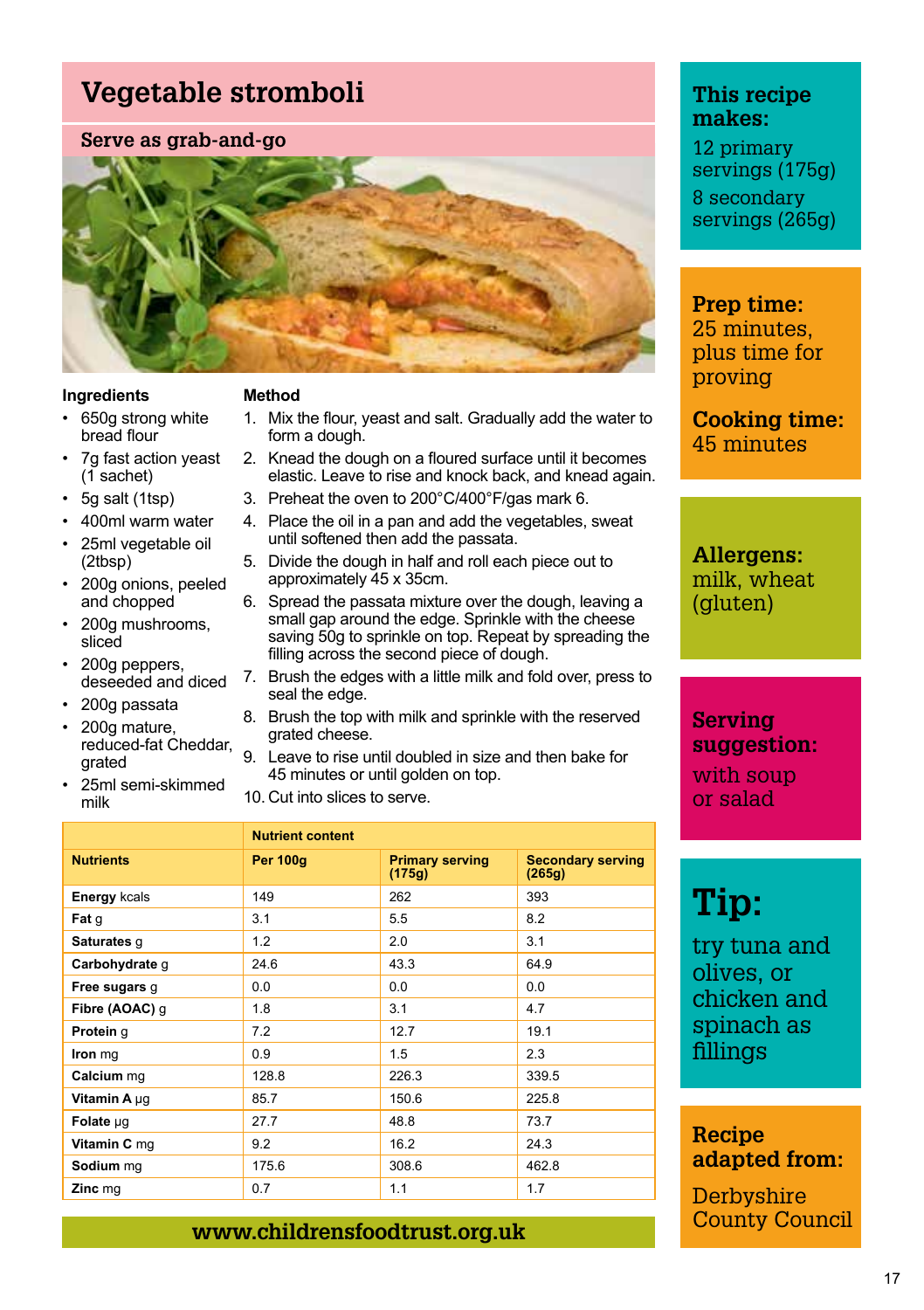# Vegetable stromboli

## Serve as grab-and-go

### Ingredients

- 650g strong white bread flour
- 7g fast action yeast (1 sachet)
- 5g salt (1tsp)
- 400ml warm water
- 25ml vegetable oil (2tbsp)
- 200g onions, peeled and chopped
- 200g mushrooms, sliced
- 200g peppers, deseeded and diced
- 200g passata
- 200g mature, reduced-fat Cheddar, grated
- 25ml semi-skimmed milk

### Method

1. Mix the flour, yeast and salt. Gradually add the water to form a dough.
2. Knead the dough on a floured surface until it becomes elastic. Leave to rise and knock back, and knead again.
3. Preheat the oven to 200°C/400°F/gas mark 6.
4. Place the oil in a pan and add the vegetables, sweat until softened then add the passata.
5. Divide the dough in half and roll each piece out to approximately 45 x 35cm.
6. Spread the passata mixture over the dough, leaving a small gap around the edge. Sprinkle with the cheese saving 50g to sprinkle on top. Repeat by spreading the filling across the second piece of dough.
7. Brush the edges with a little milk and fold over, press to seal the edge.
8. Brush the top with milk and sprinkle with the reserved grated cheese.
9. Leave to rise until doubled in size and then bake for 45 minutes or until golden on top.
10. Cut into slices to serve.

| | Nutrient content | | |
|---|---|---|---|
| **Nutrients** | **Per 100g** | **Primary serving (175g)** | **Secondary serving (265g)** |
| **Energy** kcals | 149 | 262 | 393 |
| **Fat** g | 3.1 | 5.5 | 8.2 |
| **Saturates** g | 1.2 | 2.0 | 3.1 |
| **Carbohydrate** g | 24.6 | 43.3 | 64.9 |
| **Free sugars** g | 0.0 | 0.0 | 0.0 |
| **Fibre (AOAC)** g | 1.8 | 3.1 | 4.7 |
| **Protein** g | 7.2 | 12.7 | 19.1 |
| **Iron** mg | 0.9 | 1.5 | 2.3 |
| **Calcium** mg | 128.8 | 226.3 | 339.5 |
| **Vitamin A** µg | 85.7 | 150.6 | 225.8 |
| **Folate** µg | 27.7 | 48.8 | 73.7 |
| **Vitamin C** mg | 9.2 | 16.2 | 24.3 |
| **Sodium** mg | 175.6 | 308.6 | 462.8 |
| **Zinc** mg | 0.7 | 1.1 | 1.7 |

www.childrensfoodtrust.org.uk

**This recipe makes:**
12 primary servings (175g)
8 secondary servings (265g)

**Prep time:** 25 minutes, plus time for proving

**Cooking time:** 45 minutes

**Allergens:** milk, wheat (gluten)

**Serving suggestion:** with soup or salad

**Tip:** try tuna and olives, or chicken and spinach as fillings

**Recipe adapted from:** Derbyshire County Council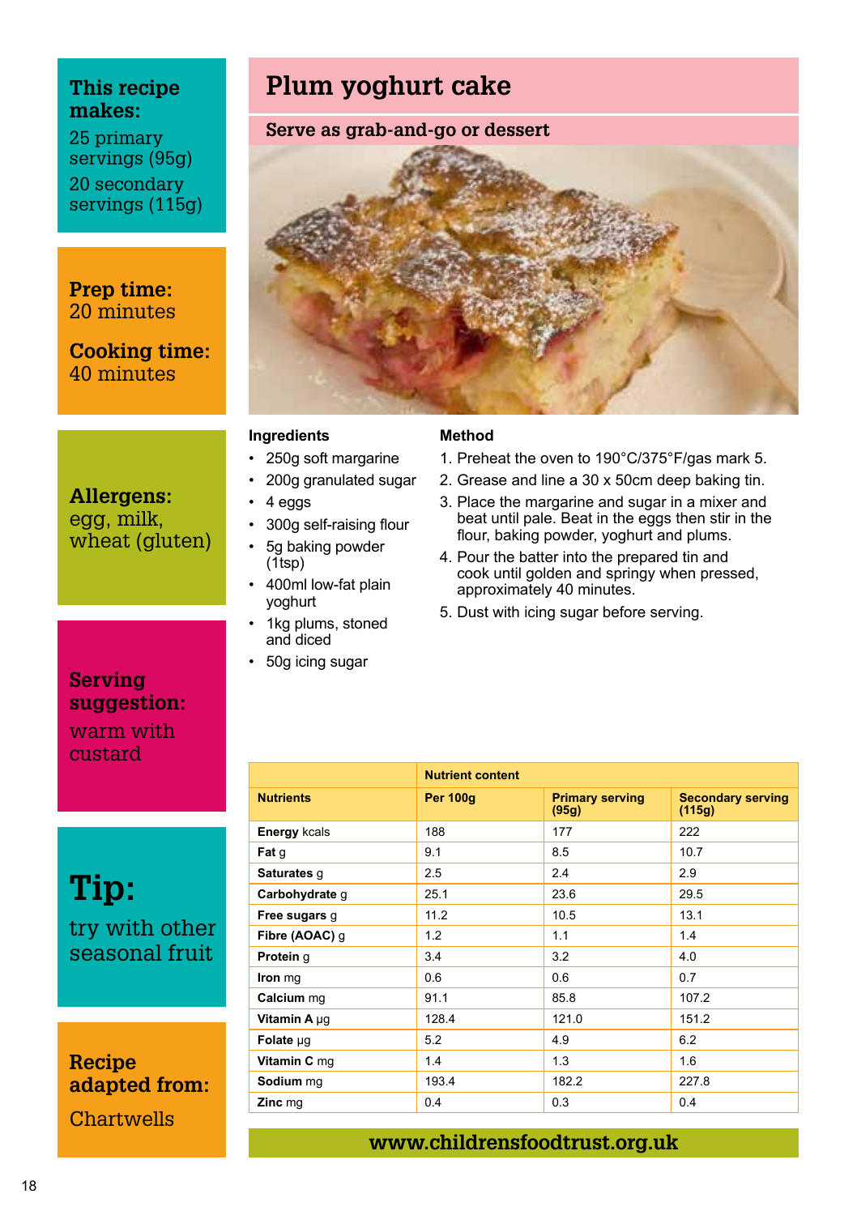# Plum yoghurt cake

## Serve as grab-and-go or dessert

**This recipe makes:**
25 primary servings (95g)
20 secondary servings (115g)

**Prep time:**
20 minutes

**Cooking time:**
40 minutes

**Allergens:**
egg, milk, wheat (gluten)

**Serving suggestion:**
warm with custard

**Tip:**
try with other seasonal fruit

**Recipe adapted from:**
Chartwells

### Ingredients

- 250g soft margarine
- 200g granulated sugar
- 4 eggs
- 300g self-raising flour
- 5g baking powder (1tsp)
- 400ml low-fat plain yoghurt
- 1kg plums, stoned and diced
- 50g icing sugar

### Method

1. Preheat the oven to 190°C/375°F/gas mark 5.
2. Grease and line a 30 x 50cm deep baking tin.
3. Place the margarine and sugar in a mixer and beat until pale. Beat in the eggs then stir in the flour, baking powder, yoghurt and plums.
4. Pour the batter into the prepared tin and cook until golden and springy when pressed, approximately 40 minutes.
5. Dust with icing sugar before serving.

| | Nutrient content | | |
|---|---|---|---|
| **Nutrients** | **Per 100g** | **Primary serving (95g)** | **Secondary serving (115g)** |
| **Energy** kcals | 188 | 177 | 222 |
| **Fat** g | 9.1 | 8.5 | 10.7 |
| **Saturates** g | 2.5 | 2.4 | 2.9 |
| **Carbohydrate** g | 25.1 | 23.6 | 29.5 |
| **Free sugars** g | 11.2 | 10.5 | 13.1 |
| **Fibre (AOAC)** g | 1.2 | 1.1 | 1.4 |
| **Protein** g | 3.4 | 3.2 | 4.0 |
| **Iron** mg | 0.6 | 0.6 | 0.7 |
| **Calcium** mg | 91.1 | 85.8 | 107.2 |
| **Vitamin A** µg | 128.4 | 121.0 | 151.2 |
| **Folate** µg | 5.2 | 4.9 | 6.2 |
| **Vitamin C** mg | 1.4 | 1.3 | 1.6 |
| **Sodium** mg | 193.4 | 182.2 | 227.8 |
| **Zinc** mg | 0.4 | 0.3 | 0.4 |

www.childrensfoodtrust.org.uk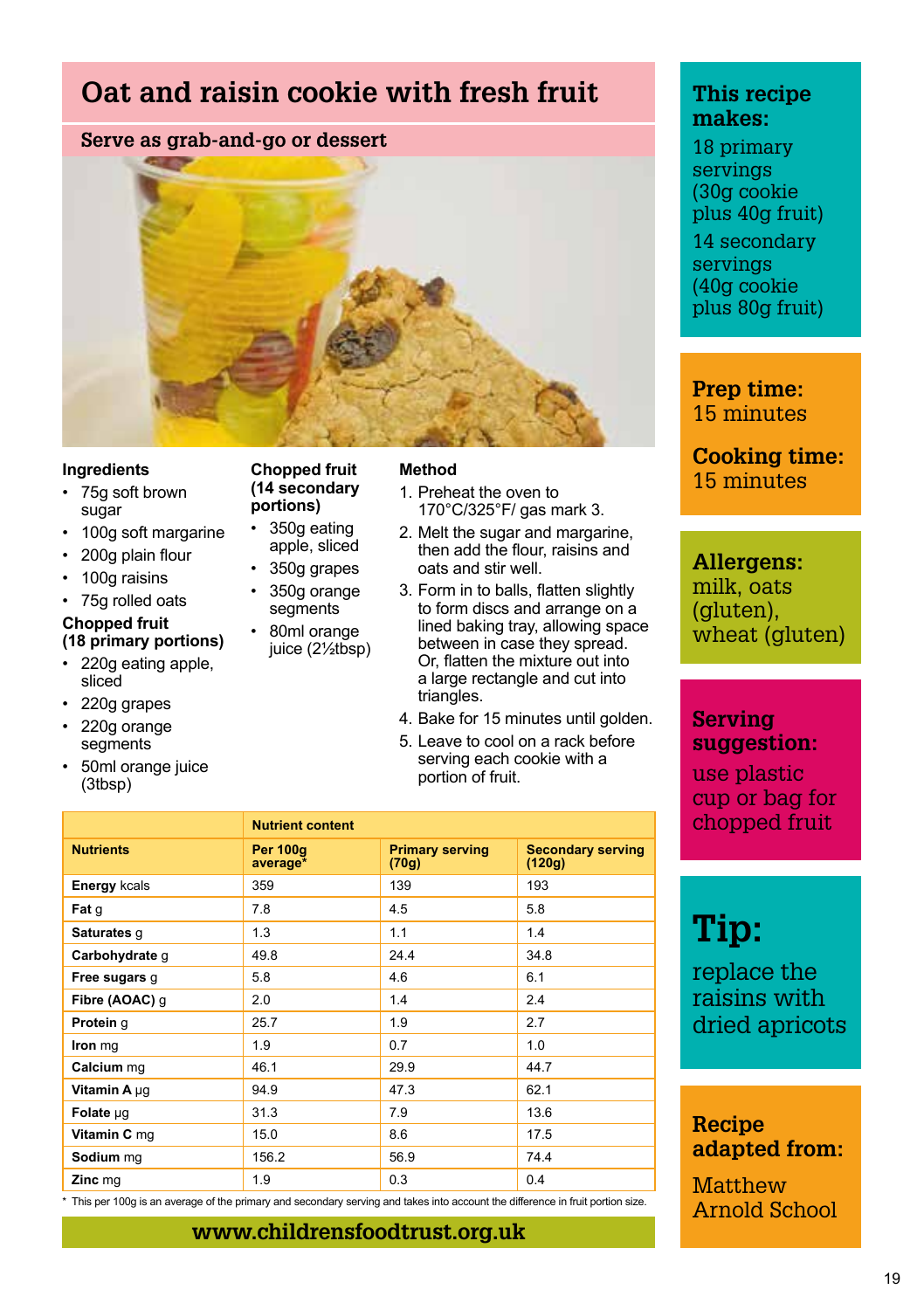# Oat and raisin cookie with fresh fruit

## Serve as grab-and-go or dessert

### Ingredients

- 75g soft brown sugar
- 100g soft margarine
- 200g plain flour
- 100g raisins
- 75g rolled oats

**Chopped fruit (18 primary portions)**

- 220g eating apple, sliced
- 220g grapes
- 220g orange segments
- 50ml orange juice (3tbsp)

**Chopped fruit (14 secondary portions)**

- 350g eating apple, sliced
- 350g grapes
- 350g orange segments
- 80ml orange juice (2½tbsp)

### Method

1. Preheat the oven to 170°C/325°F/ gas mark 3.
2. Melt the sugar and margarine, then add the flour, raisins and oats and stir well.
3. Form in to balls, flatten slightly to form discs and arrange on a lined baking tray, allowing space between in case they spread. Or, flatten the mixture out into a large rectangle and cut into triangles.
4. Bake for 15 minutes until golden.
5. Leave to cool on a rack before serving each cookie with a portion of fruit.

| | Nutrient content | | |
|---|---|---|---|
| **Nutrients** | **Per 100g average*** | **Primary serving (70g)** | **Secondary serving (120g)** |
| **Energy** kcals | 359 | 139 | 193 |
| **Fat** g | 7.8 | 4.5 | 5.8 |
| **Saturates** g | 1.3 | 1.1 | 1.4 |
| **Carbohydrate** g | 49.8 | 24.4 | 34.8 |
| **Free sugars** g | 5.8 | 4.6 | 6.1 |
| **Fibre (AOAC)** g | 2.0 | 1.4 | 2.4 |
| **Protein** g | 25.7 | 1.9 | 2.7 |
| **Iron** mg | 1.9 | 0.7 | 1.0 |
| **Calcium** mg | 46.1 | 29.9 | 44.7 |
| **Vitamin A** µg | 94.9 | 47.3 | 62.1 |
| **Folate** µg | 31.3 | 7.9 | 13.6 |
| **Vitamin C** mg | 15.0 | 8.6 | 17.5 |
| **Sodium** mg | 156.2 | 56.9 | 74.4 |
| **Zinc** mg | 1.9 | 0.3 | 0.4 |

\* This per 100g is an average of the primary and secondary serving and takes into account the difference in fruit portion size.

**www.childrensfoodtrust.org.uk**

**This recipe makes:**
18 primary servings (30g cookie plus 40g fruit)
14 secondary servings (40g cookie plus 80g fruit)

**Prep time:**
15 minutes

**Cooking time:**
15 minutes

**Allergens:**
milk, oats (gluten), wheat (gluten)

**Serving suggestion:**
use plastic cup or bag for chopped fruit

**Tip:**
replace the raisins with dried apricots

**Recipe adapted from:**
Matthew Arnold School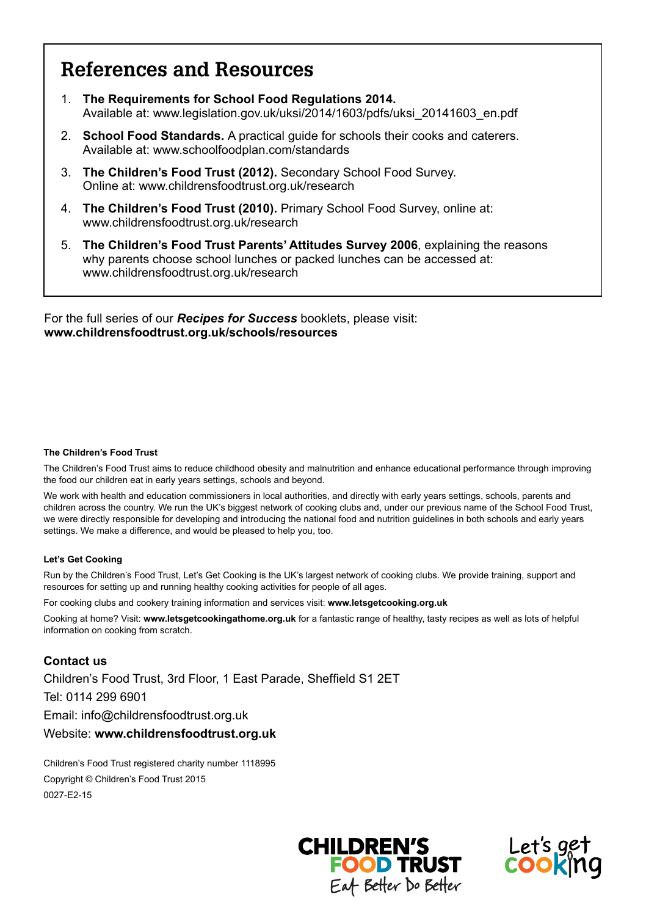## References and Resources

1. **The Requirements for School Food Regulations 2014.** Available at: www.legislation.gov.uk/uksi/2014/1603/pdfs/uksi_20141603_en.pdf
2. **School Food Standards.** A practical guide for schools their cooks and caterers. Available at: www.schoolfoodplan.com/standards
3. **The Children's Food Trust (2012).** Secondary School Food Survey. Online at: www.childrensfoodtrust.org.uk/research
4. **The Children's Food Trust (2010).** Primary School Food Survey, online at: www.childrensfoodtrust.org.uk/research
5. **The Children's Food Trust Parents' Attitudes Survey 2006**, explaining the reasons why parents choose school lunches or packed lunches can be accessed at: www.childrensfoodtrust.org.uk/research

For the full series of our ***Recipes for Success*** booklets, please visit:
**www.childrensfoodtrust.org.uk/schools/resources**

**The Children's Food Trust**

The Children's Food Trust aims to reduce childhood obesity and malnutrition and enhance educational performance through improving the food our children eat in early years settings, schools and beyond.

We work with health and education commissioners in local authorities, and directly with early years settings, schools, parents and children across the country. We run the UK's biggest network of cooking clubs and, under our previous name of the School Food Trust, we were directly responsible for developing and introducing the national food and nutrition guidelines in both schools and early years settings. We make a difference, and would be pleased to help you, too.

**Let's Get Cooking**

Run by the Children's Food Trust, Let's Get Cooking is the UK's largest network of cooking clubs. We provide training, support and resources for setting up and running healthy cooking activities for people of all ages.

For cooking clubs and cookery training information and services visit: **www.letsgetcooking.org.uk**

Cooking at home? Visit: **www.letsgetcookingathome.org.uk** for a fantastic range of healthy, tasty recipes as well as lots of helpful information on cooking from scratch.

### Contact us

Children's Food Trust, 3rd Floor, 1 East Parade, Sheffield S1 2ET

Tel: 0114 299 6901

Email: info@childrensfoodtrust.org.uk

Website: **www.childrensfoodtrust.org.uk**

Children's Food Trust registered charity number 1118995

Copyright © Children's Food Trust 2015

0027-E2-15

CHILDREN'S FOOD TRUST
Eat Better Do Better

Let's get cooking